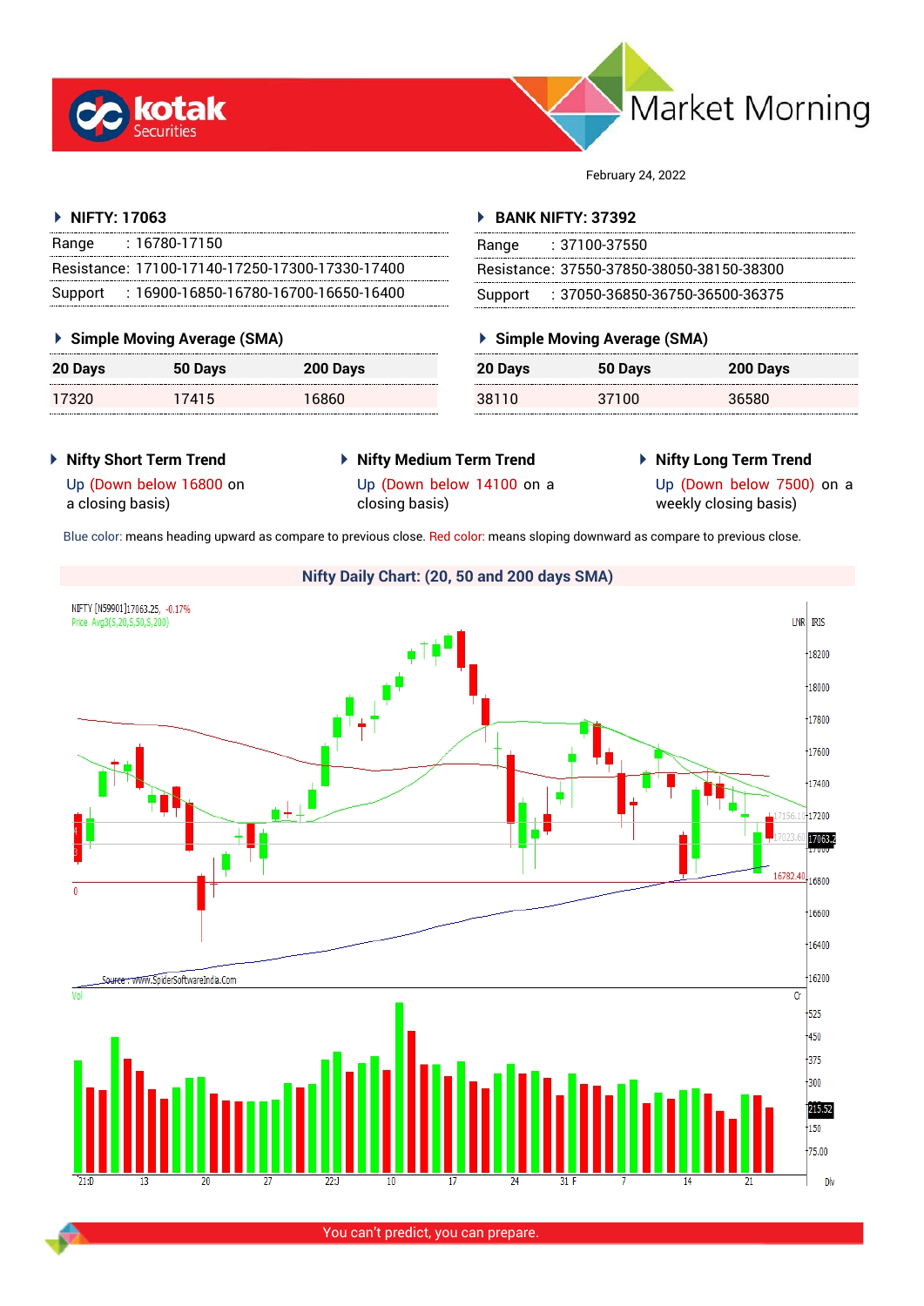# Market Morning

February 24, 2022

### NIFTY: 17063

| | |
|---|---|
| Range | : 16780-17150 |
| Resistance: | 17100-17140-17250-17300-17330-17400 |
| Support | : 16900-16850-16780-16700-16650-16400 |

### BANK NIFTY: 37392

| | |
|---|---|
| Range | : 37100-37550 |
| Resistance: | 37550-37850-38050-38150-38300 |
| Support | : 37050-36850-36750-36500-36375 |

### Simple Moving Average (SMA) — NIFTY

| 20 Days | 50 Days | 200 Days |
|---|---|---|
| 17320 | 17415 | 16860 |

### Simple Moving Average (SMA) — BANK NIFTY

| 20 Days | 50 Days | 200 Days |
|---|---|---|
| 38110 | 37100 | 36580 |

### Nifty Short Term Trend

Up (Down below 16800 on a closing basis)

### Nifty Medium Term Trend

Up (Down below 14100 on a closing basis)

### Nifty Long Term Trend

Up (Down below 7500) on a weekly closing basis)

Blue color: means heading upward as compare to previous close. Red color: means sloping downward as compare to previous close.

### Nifty Daily Chart: (20, 50 and 200 days SMA)

You can't predict, you can prepare.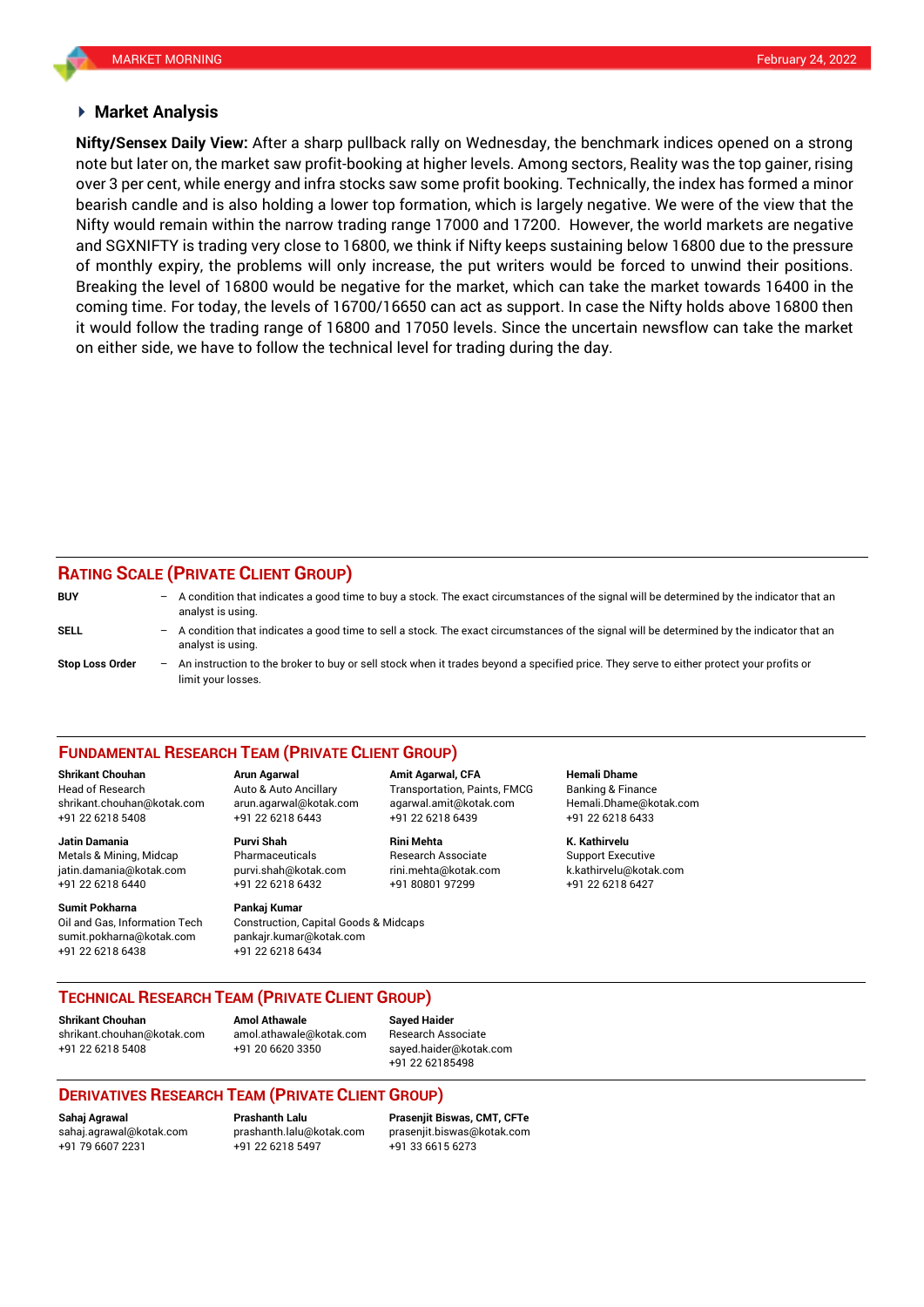## Market Analysis

**Nifty/Sensex Daily View:** After a sharp pullback rally on Wednesday, the benchmark indices opened on a strong note but later on, the market saw profit-booking at higher levels. Among sectors, Reality was the top gainer, rising over 3 per cent, while energy and infra stocks saw some profit booking. Technically, the index has formed a minor bearish candle and is also holding a lower top formation, which is largely negative. We were of the view that the Nifty would remain within the narrow trading range 17000 and 17200. However, the world markets are negative and SGXNIFTY is trading very close to 16800, we think if Nifty keeps sustaining below 16800 due to the pressure of monthly expiry, the problems will only increase, the put writers would be forced to unwind their positions. Breaking the level of 16800 would be negative for the market, which can take the market towards 16400 in the coming time. For today, the levels of 16700/16650 can act as support. In case the Nifty holds above 16800 then it would follow the trading range of 16800 and 17050 levels. Since the uncertain newsflow can take the market on either side, we have to follow the technical level for trading during the day.

## RATING SCALE (PRIVATE CLIENT GROUP)

**BUY** – A condition that indicates a good time to buy a stock. The exact circumstances of the signal will be determined by the indicator that an analyst is using.

**SELL** – A condition that indicates a good time to sell a stock. The exact circumstances of the signal will be determined by the indicator that an analyst is using.

**Stop Loss Order** – An instruction to the broker to buy or sell stock when it trades beyond a specified price. They serve to either protect your profits or limit your losses.

## FUNDAMENTAL RESEARCH TEAM (PRIVATE CLIENT GROUP)

**Shrikant Chouhan**
Head of Research
shrikant.chouhan@kotak.com
+91 22 6218 5408

**Arun Agarwal**
Auto & Auto Ancillary
arun.agarwal@kotak.com
+91 22 6218 6443

**Amit Agarwal, CFA**
Transportation, Paints, FMCG
agarwal.amit@kotak.com
+91 22 6218 6439

**Hemali Dhame**
Banking & Finance
Hemali.Dhame@kotak.com
+91 22 6218 6433

**Jatin Damania**
Metals & Mining, Midcap
jatin.damania@kotak.com
+91 22 6218 6440

**Purvi Shah**
Pharmaceuticals
purvi.shah@kotak.com
+91 22 6218 6432

**Rini Mehta**
Research Associate
rini.mehta@kotak.com
+91 80801 97299

**K. Kathirvelu**
Support Executive
k.kathirvelu@kotak.com
+91 22 6218 6427

**Sumit Pokharna**
Oil and Gas, Information Tech
sumit.pokharna@kotak.com
+91 22 6218 6438

**Pankaj Kumar**
Construction, Capital Goods & Midcaps
pankajr.kumar@kotak.com
+91 22 6218 6434

## TECHNICAL RESEARCH TEAM (PRIVATE CLIENT GROUP)

**Shrikant Chouhan**
shrikant.chouhan@kotak.com
+91 22 6218 5408

**Amol Athawale**
amol.athawale@kotak.com
+91 20 6620 3350

**Sayed Haider**
Research Associate
sayed.haider@kotak.com
+91 22 62185498

## DERIVATIVES RESEARCH TEAM (PRIVATE CLIENT GROUP)

**Sahaj Agrawal**
sahaj.agrawal@kotak.com
+91 79 6607 2231

**Prashanth Lalu**
prashanth.lalu@kotak.com
+91 22 6218 5497

**Prasenjit Biswas, CMT, CFTe**
prasenjit.biswas@kotak.com
+91 33 6615 6273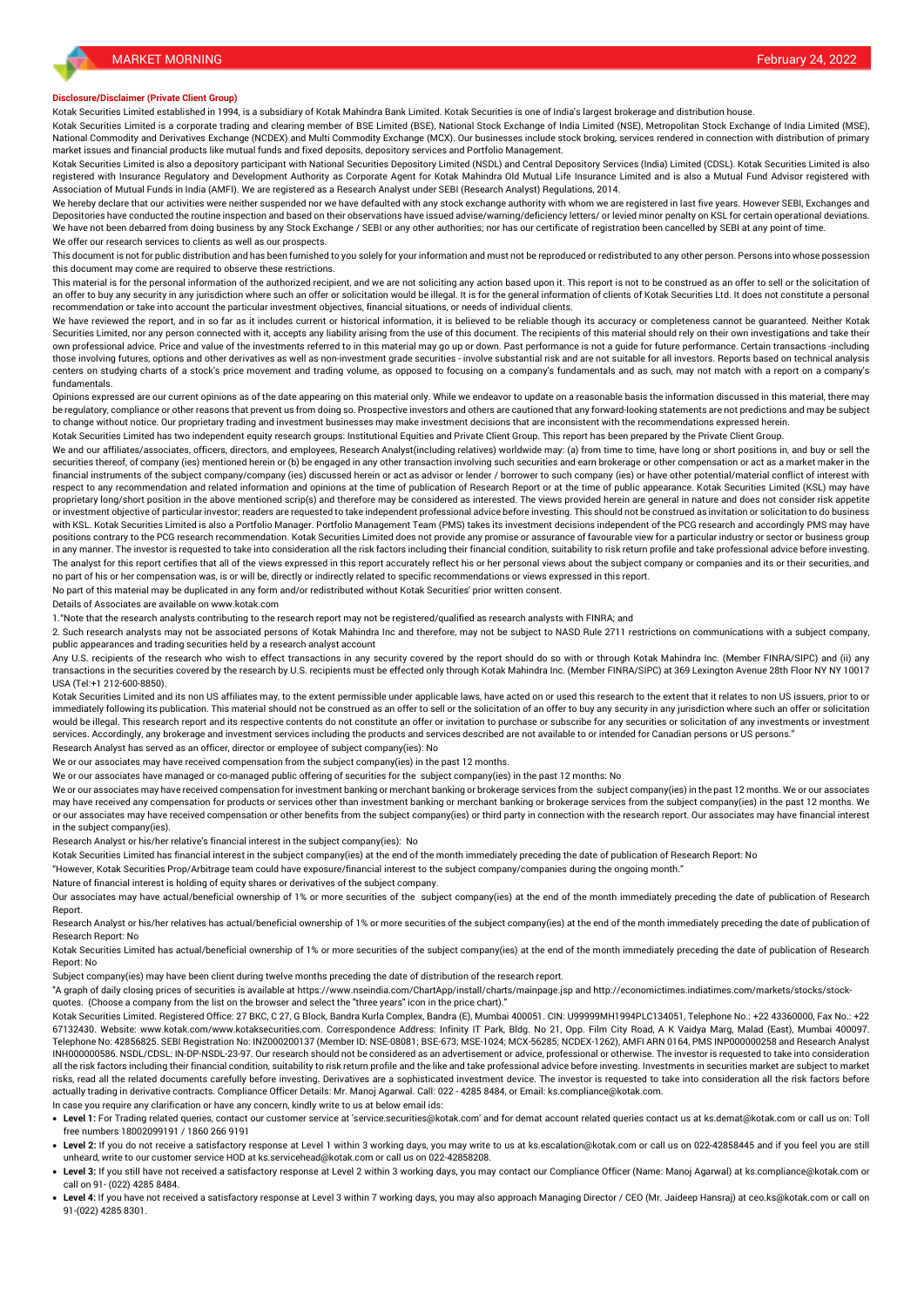**Disclosure/Disclaimer (Private Client Group)**

Kotak Securities Limited established in 1994, is a subsidiary of Kotak Mahindra Bank Limited. Kotak Securities is one of India's largest brokerage and distribution house.

Kotak Securities Limited is a corporate trading and clearing member of BSE Limited (BSE), National Stock Exchange of India Limited (NSE), Metropolitan Stock Exchange of India Limited (MSE), National Commodity and Derivatives Exchange (NCDEX) and Multi Commodity Exchange (MCX). Our businesses include stock broking, services rendered in connection with distribution of primary market issues and financial products like mutual funds and fixed deposits, depository services and Portfolio Management.

Kotak Securities Limited is also a depository participant with National Securities Depository Limited (NSDL) and Central Depository Services (India) Limited (CDSL). Kotak Securities Limited is also registered with Insurance Regulatory and Development Authority as Corporate Agent for Kotak Mahindra Old Mutual Life Insurance Limited and is also a Mutual Fund Advisor registered with Association of Mutual Funds in India (AMFI). We are registered as a Research Analyst under SEBI (Research Analyst) Regulations, 2014.

We hereby declare that our activities were neither suspended nor we have defaulted with any stock exchange authority with whom we are registered in last five years. However SEBI, Exchanges and Depositories have conducted the routine inspection and based on their observations have issued advise/warning/deficiency letters/ or levied minor penalty on KSL for certain operational deviations. We have not been debarred from doing business by any Stock Exchange / SEBI or any other authorities; nor has our certificate of registration been cancelled by SEBI at any point of time.

We offer our research services to clients as well as our prospects.

This document is not for public distribution and has been furnished to you solely for your information and must not be reproduced or redistributed to any other person. Persons into whose possession this document may come are required to observe these restrictions.

This material is for the personal information of the authorized recipient, and we are not soliciting any action based upon it. This report is not to be construed as an offer to sell or the solicitation of an offer to buy any security in any jurisdiction where such an offer or solicitation would be illegal. It is for the general information of clients of Kotak Securities Ltd. It does not constitute a personal recommendation or take into account the particular investment objectives, financial situations, or needs of individual clients.

We have reviewed the report, and in so far as it includes current or historical information, it is believed to be reliable though its accuracy or completeness cannot be guaranteed. Neither Kotak Securities Limited, nor any person connected with it, accepts any liability arising from the use of this document. The recipients of this material should rely on their own investigations and take their own professional advice. Price and value of the investments referred to in this material may go up or down. Past performance is not a guide for future performance. Certain transactions -including those involving futures, options and other derivatives as well as non-investment grade securities - involve substantial risk and are not suitable for all investors. Reports based on technical analysis centers on studying charts of a stock's price movement and trading volume, as opposed to focusing on a company's fundamentals and as such, may not match with a report on a company's fundamentals.

Opinions expressed are our current opinions as of the date appearing on this material only. While we endeavor to update on a reasonable basis the information discussed in this material, there may be regulatory, compliance or other reasons that prevent us from doing so. Prospective investors and others are cautioned that any forward-looking statements are not predictions and may be subject to change without notice. Our proprietary trading and investment businesses may make investment decisions that are inconsistent with the recommendations expressed herein.

Kotak Securities Limited has two independent equity research groups: Institutional Equities and Private Client Group. This report has been prepared by the Private Client Group.

We and our affiliates/associates, officers, directors, and employees, Research Analyst(including relatives) worldwide may: (a) from time to time, have long or short positions in, and buy or sell the securities thereof, of company (ies) mentioned herein or (b) be engaged in any other transaction involving such securities and earn brokerage or other compensation or act as a market maker in the financial instruments of the subject company/company (ies) discussed herein or act as advisor or lender / borrower to such company (ies) or have other potential/material conflict of interest with respect to any recommendation and related information and opinions at the time of publication of Research Report or at the time of public appearance. Kotak Securities Limited (KSL) may have proprietary long/short position in the above mentioned scrip(s) and therefore may be considered as interested. The views provided herein are general in nature and does not consider risk appetite or investment objective of particular investor; readers are requested to take independent professional advice before investing. This should not be construed as invitation or solicitation to do business with KSL. Kotak Securities Limited is also a Portfolio Manager. Portfolio Management Team (PMS) takes its investment decisions independent of the PCG research and accordingly PMS may have positions contrary to the PCG research recommendation. Kotak Securities Limited does not provide any promise or assurance of favourable view for a particular industry or sector or business group in any manner. The investor is requested to take into consideration all the risk factors including their financial condition, suitability to risk return profile and take professional advice before investing.

The analyst for this report certifies that all of the views expressed in this report accurately reflect his or her personal views about the subject company or companies and its or their securities, and no part of his or her compensation was, is or will be, directly or indirectly related to specific recommendations or views expressed in this report.

No part of this material may be duplicated in any form and/or redistributed without Kotak Securities' prior written consent.

Details of Associates are available on www.kotak.com

1."Note that the research analysts contributing to the research report may not be registered/qualified as research analysts with FINRA; and

2. Such research analysts may not be associated persons of Kotak Mahindra Inc and therefore, may not be subject to NASD Rule 2711 restrictions on communications with a subject company, public appearances and trading securities held by a research analyst account

Any U.S. recipients of the research who wish to effect transactions in any security covered by the report should do so with or through Kotak Mahindra Inc. (Member FINRA/SIPC) and (ii) any transactions in the securities covered by the research by U.S. recipients must be effected only through Kotak Mahindra Inc. (Member FINRA/SIPC) at 369 Lexington Avenue 28th Floor NY NY 10017 USA (Tel:+1 212-600-8850).

Kotak Securities Limited and its non US affiliates may, to the extent permissible under applicable laws, have acted on or used this research to the extent that it relates to non US issuers, prior to or immediately following its publication. This material should not be construed as an offer to sell or the solicitation of an offer to buy any security in any jurisdiction where such an offer or solicitation would be illegal. This research report and its respective contents do not constitute an offer or invitation to purchase or subscribe for any securities or solicitation of any investments or investment services. Accordingly, any brokerage and investment services including the products and services described are not available to or intended for Canadian persons or US persons."

Research Analyst has served as an officer, director or employee of subject company(ies): No

We or our associates may have received compensation from the subject company(ies) in the past 12 months.

We or our associates have managed or co-managed public offering of securities for the subject company(ies) in the past 12 months: No

We or our associates may have received compensation for investment banking or merchant banking or brokerage services from the subject company(ies) in the past 12 months. We or our associates may have received any compensation for products or services other than investment banking or merchant banking or brokerage services from the subject company(ies) in the past 12 months. We or our associates may have received compensation or other benefits from the subject company(ies) or third party in connection with the research report. Our associates may have financial interest in the subject company(ies).

Research Analyst or his/her relative's financial interest in the subject company(ies): No

Kotak Securities Limited has financial interest in the subject company(ies) at the end of the month immediately preceding the date of publication of Research Report: No

"However, Kotak Securities Prop/Arbitrage team could have exposure/financial interest to the subject company/companies during the ongoing month."

Nature of financial interest is holding of equity shares or derivatives of the subject company.

Our associates may have actual/beneficial ownership of 1% or more securities of the subject company(ies) at the end of the month immediately preceding the date of publication of Research Report.

Research Analyst or his/her relatives has actual/beneficial ownership of 1% or more securities of the subject company(ies) at the end of the month immediately preceding the date of publication of Research Report: No

Kotak Securities Limited has actual/beneficial ownership of 1% or more securities of the subject company(ies) at the end of the month immediately preceding the date of publication of Research Report: No

Subject company(ies) may have been client during twelve months preceding the date of distribution of the research report.

"A graph of daily closing prices of securities is available at https://www.nseindia.com/ChartApp/install/charts/mainpage.jsp and http://economictimes.indiatimes.com/markets/stocks/stock-quotes. (Choose a company from the list on the browser and select the "three years" icon in the price chart)."

Kotak Securities Limited. Registered Office: 27 BKC, C 27, G Block, Bandra Kurla Complex, Bandra (E), Mumbai 400051. CIN: U99999MH1994PLC134051, Telephone No.: +22 43360000, Fax No.: +22 67132430. Website: www.kotak.com/www.kotaksecurities.com. Correspondence Address: Infinity IT Park, Bldg. No 21, Opp. Film City Road, A K Vaidya Marg, Malad (East), Mumbai 400097. Telephone No: 42856825. SEBI Registration No: INZ000200137 (Member ID: NSE-08081; BSE-673; MSE-1024; MCX-56285; NCDEX-1262), AMFI ARN 0164, PMS INP000000258 and Research Analyst INH000000586. NSDL/CDSL: IN-DP-NSDL-23-97. Our research should not be considered as an advertisement or advice, professional or otherwise. The investor is requested to take into consideration all the risk factors including their financial condition, suitability to risk return profile and the like and take professional advice before investing. Investments in securities market are subject to market risks, read all the related documents carefully before investing. Derivatives are a sophisticated investment device. The investor is requested to take into consideration all the risk factors before actually trading in derivative contracts. Compliance Officer Details: Mr. Manoj Agarwal. Call: 022 - 4285 8484, or Email: ks.compliance@kotak.com.

In case you require any clarification or have any concern, kindly write to us at below email ids:

- **Level 1:** For Trading related queries, contact our customer service at 'service.securities@kotak.com' and for demat account related queries contact us at ks.demat@kotak.com or call us on: Toll free numbers 18002099191 / 1860 266 9191
- **Level 2:** If you do not receive a satisfactory response at Level 1 within 3 working days, you may write to us at ks.escalation@kotak.com or call us on 022-42858445 and if you feel you are still unheard, write to our customer service HOD at ks.servicehead@kotak.com or call us on 022-42858208.
- **Level 3:** If you still have not received a satisfactory response at Level 2 within 3 working days, you may contact our Compliance Officer (Name: Manoj Agarwal) at ks.compliance@kotak.com or call on 91- (022) 4285 8484.
- **Level 4:** If you have not received a satisfactory response at Level 3 within 7 working days, you may also approach Managing Director / CEO (Mr. Jaideep Hansraj) at ceo.ks@kotak.com or call on 91-(022) 4285 8301.